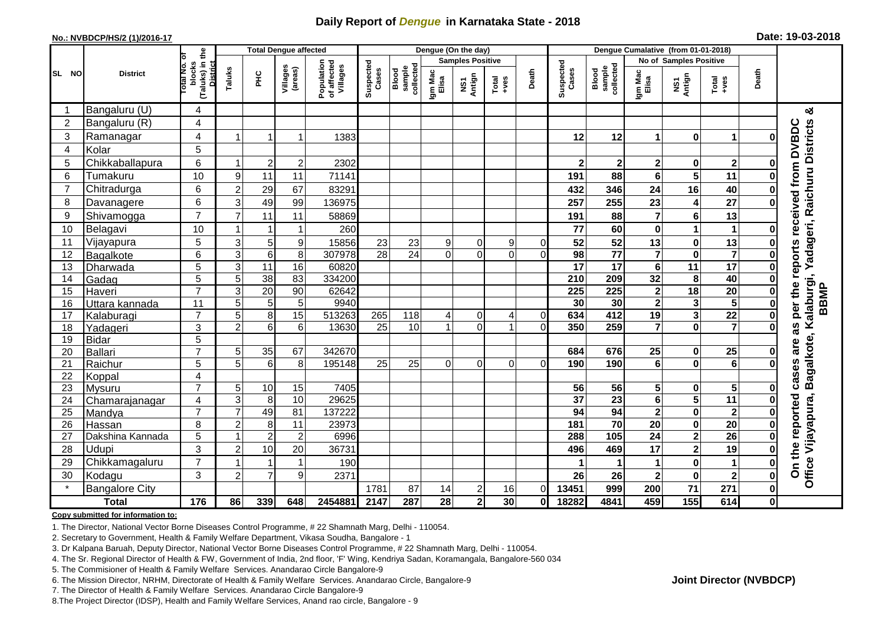# Daily Report of *Dengue* in Karnataka State - 2018

**No.: NVBDCP/HS/2 (1)/2016-17**

**Date: 19-03-2018**

| SL NO | District | Total No. of blocks (Taluks) in the District | Total Dengue affected | | | | Dengue (On the day) | | | | | | | Dengue Cumalative (from 01-01-2018) | | | | | | | |
|---|---|---|---|---|---|---|---|---|---|---|---|---|---|---|---|---|---|---|---|---|
| | | | Taluks | PHC | Villages (areas) | Population of affected Villages | Suspected Cases | Blood sample collected | Samples Positive | | | Death | Suspected Cases | Blood sample collected | No of Samples Positive | | | Death | |
| | | | | | | | | | Igm Mac Elisa | NS1 Antign | Total +ves | | | | Igm Mac Elisa | NS1 Antign | Total +ves | | |
| 1 | Bangaluru (U) | 4 | | | | | | | | | | | | | | | | | On the reported cases are as per the reports received from DVBDC Office Vijayapura, Bagalkote, Kalaburgi, Yadageri, Raichuru Districts & BBMP |
| 2 | Bangaluru (R) | 4 | | | | | | | | | | | | | | | | | |
| 3 | Ramanagar | 4 | 1 | 1 | 1 | 1383 | | | | | | | 12 | 12 | 1 | 0 | 1 | 0 | |
| 4 | Kolar | 5 | | | | | | | | | | | | | | | | | |
| 5 | Chikkaballapura | 6 | 1 | 2 | 2 | 2302 | | | | | | | 2 | 2 | 2 | 0 | 2 | 0 | |
| 6 | Tumakuru | 10 | 9 | 11 | 11 | 71141 | | | | | | | 191 | 88 | 6 | 5 | 11 | 0 | |
| 7 | Chitradurga | 6 | 2 | 29 | 67 | 83291 | | | | | | | 432 | 346 | 24 | 16 | 40 | 0 | |
| 8 | Davanagere | 6 | 3 | 49 | 99 | 136975 | | | | | | | 257 | 255 | 23 | 4 | 27 | 0 | |
| 9 | Shivamogga | 7 | 7 | 11 | 11 | 58869 | | | | | | | 191 | 88 | 7 | 6 | 13 | | |
| 10 | Belagavi | 10 | 1 | 1 | 1 | 260 | | | | | | | 77 | 60 | 0 | 1 | 1 | 0 | |
| 11 | Vijayapura | 5 | 3 | 5 | 9 | 15856 | 23 | 23 | 9 | 0 | 9 | 0 | 52 | 52 | 13 | 0 | 13 | 0 | |
| 12 | Bagalkote | 6 | 3 | 6 | 8 | 307978 | 28 | 24 | 0 | 0 | 0 | 0 | 98 | 77 | 7 | 0 | 7 | 0 | |
| 13 | Dharwada | 5 | 3 | 11 | 16 | 60820 | | | | | | | 17 | 17 | 6 | 11 | 17 | 0 | |
| 14 | Gadag | 5 | 5 | 38 | 83 | 334200 | | | | | | | 210 | 209 | 32 | 8 | 40 | 0 | |
| 15 | Haveri | 7 | 3 | 20 | 90 | 62642 | | | | | | | 225 | 225 | 2 | 18 | 20 | 0 | |
| 16 | Uttara kannada | 11 | 5 | 5 | 5 | 9940 | | | | | | | 30 | 30 | 2 | 3 | 5 | 0 | |
| 17 | Kalaburagi | 7 | 5 | 8 | 15 | 513263 | 265 | 118 | 4 | 0 | 4 | 0 | 634 | 412 | 19 | 3 | 22 | 0 | |
| 18 | Yadageri | 3 | 2 | 6 | 6 | 13630 | 25 | 10 | 1 | 0 | 1 | 0 | 350 | 259 | 7 | 0 | 7 | 0 | |
| 19 | Bidar | 5 | | | | | | | | | | | | | | | | | |
| 20 | Ballari | 7 | 5 | 35 | 67 | 342670 | | | | | | | 684 | 676 | 25 | 0 | 25 | 0 | |
| 21 | Raichur | 5 | 5 | 6 | 8 | 195148 | 25 | 25 | 0 | 0 | 0 | 0 | 190 | 190 | 6 | 0 | 6 | 0 | |
| 22 | Koppal | 4 | | | | | | | | | | | | | | | | | |
| 23 | Mysuru | 7 | 5 | 10 | 15 | 7405 | | | | | | | 56 | 56 | 5 | 0 | 5 | 0 | |
| 24 | Chamarajanagar | 4 | 3 | 8 | 10 | 29625 | | | | | | | 37 | 23 | 6 | 5 | 11 | 0 | |
| 25 | Mandya | 7 | 7 | 49 | 81 | 137222 | | | | | | | 94 | 94 | 2 | 0 | 2 | 0 | |
| 26 | Hassan | 8 | 2 | 8 | 11 | 23973 | | | | | | | 181 | 70 | 20 | 0 | 20 | 0 | |
| 27 | Dakshina Kannada | 5 | 1 | 2 | 2 | 6996 | | | | | | | 288 | 105 | 24 | 2 | 26 | 0 | |
| 28 | Udupi | 3 | 2 | 10 | 20 | 36731 | | | | | | | 496 | 469 | 17 | 2 | 19 | 0 | |
| 29 | Chikkamagaluru | 7 | 1 | 1 | 1 | 190 | | | | | | | 1 | 1 | 1 | 0 | 1 | 0 | |
| 30 | Kodagu | 3 | 2 | 7 | 9 | 2371 | | | | | | | 26 | 26 | 2 | 0 | 2 | 0 | |
| * | Bangalore City | | | | | | 1781 | 87 | 14 | 2 | 16 | 0 | 13451 | 999 | 200 | 71 | 271 | 0 | |
| | **Total** | **176** | **86** | **339** | **648** | **2454881** | **2147** | **287** | **28** | **2** | **30** | **0** | **18282** | **4841** | **459** | **155** | **614** | **0** | |

**Copy submitted for information to:**

1. The Director, National Vector Borne Diseases Control Programme, # 22 Shamnath Marg, Delhi - 110054.
2. Secretary to Government, Health & Family Welfare Department, Vikasa Soudha, Bangalore - 1
3. Dr Kalpana Baruah, Deputy Director, National Vector Borne Diseases Control Programme, # 22 Shamnath Marg, Delhi - 110054.
4. The Sr. Regional Director of Health & FW, Government of India, 2nd floor, 'F' Wing, Kendriya Sadan, Koramangala, Bangalore-560 034
5. The Commisioner of Health & Family Welfare Services. Anandarao Circle Bangalore-9
6. The Mission Director, NRHM, Directorate of Health & Family Welfare Services. Anandarao Circle, Bangalore-9
7. The Director of Health & Family Welfare Services. Anandarao Circle Bangalore-9
8. The Project Director (IDSP), Health and Family Welfare Services, Anand rao circle, Bangalore - 9

**Joint Director (NVBDCP)**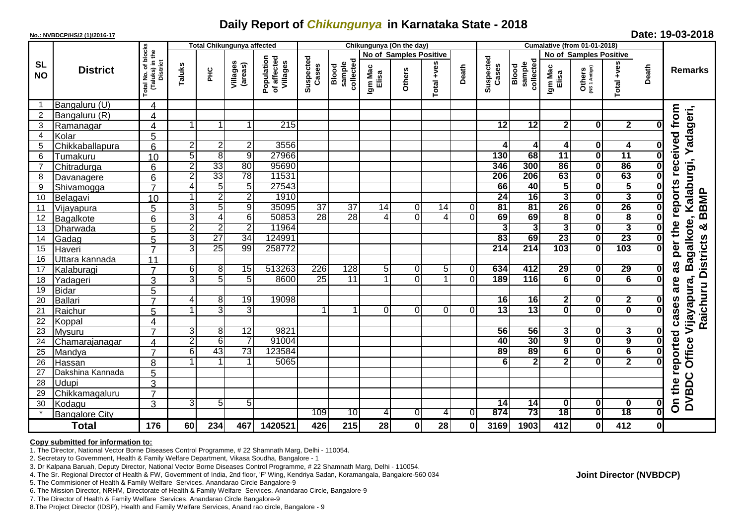# Daily Report of *Chikungunya* in Karnataka State - 2018

**No.: NVBDCP/HS/2 (1)/2016-17**

**Date: 19-03-2018**

| SL NO | District | Total No. of blocks (Taluks) in the District | Total Chikungunya affected | | | | Chikungunya (On the day) | | | | | | | Cumalative (from 01-01-2018) | | | | | | | Remarks |
|---|---|---|---|---|---|---|---|---|---|---|---|---|---|---|---|---|---|---|---|---|---|
| | | | Taluks | PHC | Villages (areas) | Population of affected Villages | Suspected Cases | Blood sample collected | No of Samples Positive | | | Death | Suspected Cases | Blood sample collected | No of Samples Positive | | | Death | |
| | | | | | | | | | Igm Mac Elisa | Others | Total +ves | | | | Igm Mac Elisa | Others (NS 1 Antign) | Total +ves | | |
| 1 | Bangaluru (U) | 4 | | | | | | | | | | | | | | | | | On the reported cases are as per the reports received from DVBDC Office Vijayapura, Bagalkote, Kalaburgi, Yadageri, Raichuru Districts & BBMP |
| 2 | Bangaluru (R) | 4 | | | | | | | | | | | | | | | | | |
| 3 | Ramanagar | 4 | 1 | 1 | 1 | 215 | | | | | | | 12 | 12 | 2 | 0 | 2 | 0 | |
| 4 | Kolar | 5 | | | | | | | | | | | | | | | | | |
| 5 | Chikkaballapura | 6 | 2 | 2 | 2 | 3556 | | | | | | | 4 | 4 | 4 | 0 | 4 | 0 | |
| 6 | Tumakuru | 10 | 5 | 8 | 9 | 27966 | | | | | | | 130 | 68 | 11 | 0 | 11 | 0 | |
| 7 | Chitradurga | 6 | 2 | 33 | 80 | 95690 | | | | | | | 346 | 300 | 86 | 0 | 86 | 0 | |
| 8 | Davanagere | 6 | 2 | 33 | 78 | 11531 | | | | | | | 206 | 206 | 63 | 0 | 63 | 0 | |
| 9 | Shivamogga | 7 | 4 | 5 | 5 | 27543 | | | | | | | 66 | 40 | 5 | 0 | 5 | 0 | |
| 10 | Belagavi | 10 | 1 | 2 | 2 | 1910 | | | | | | | 24 | 16 | 3 | 0 | 3 | 0 | |
| 11 | Vijayapura | 5 | 3 | 5 | 9 | 35095 | 37 | 37 | 14 | 0 | 14 | 0 | 81 | 81 | 26 | 0 | 26 | 0 | |
| 12 | Bagalkote | 6 | 3 | 4 | 6 | 50853 | 28 | 28 | 4 | 0 | 4 | 0 | 69 | 69 | 8 | 0 | 8 | 0 | |
| 13 | Dharwada | 5 | 2 | 2 | 2 | 11964 | | | | | | | 3 | 3 | 3 | 0 | 3 | 0 | |
| 14 | Gadag | 5 | 3 | 27 | 34 | 124991 | | | | | | | 83 | 69 | 23 | 0 | 23 | 0 | |
| 15 | Haveri | 7 | 3 | 25 | 99 | 258772 | | | | | | | 214 | 214 | 103 | 0 | 103 | 0 | |
| 16 | Uttara kannada | 11 | | | | | | | | | | | | | | | | | |
| 17 | Kalaburagi | 7 | 6 | 8 | 15 | 513263 | 226 | 128 | 5 | 0 | 5 | 0 | 634 | 412 | 29 | 0 | 29 | 0 | |
| 18 | Yadageri | 3 | 3 | 5 | 5 | 8600 | 25 | 11 | 1 | 0 | 1 | 0 | 189 | 116 | 6 | 0 | 6 | 0 | |
| 19 | Bidar | 5 | | | | | | | | | | | | | | | | | |
| 20 | Ballari | 7 | 4 | 8 | 19 | 19098 | | | | | | | 16 | 16 | 2 | 0 | 2 | 0 | |
| 21 | Raichur | 5 | 1 | 3 | 3 | | 1 | 1 | 0 | 0 | 0 | 0 | 13 | 13 | 0 | 0 | 0 | 0 | |
| 22 | Koppal | 4 | | | | | | | | | | | | | | | | | |
| 23 | Mysuru | 7 | 3 | 8 | 12 | 9821 | | | | | | | 56 | 56 | 3 | 0 | 3 | 0 | |
| 24 | Chamarajanagar | 4 | 2 | 6 | 7 | 91004 | | | | | | | 40 | 30 | 9 | 0 | 9 | 0 | |
| 25 | Mandya | 7 | 6 | 43 | 73 | 123584 | | | | | | | 89 | 89 | 6 | 0 | 6 | 0 | |
| 26 | Hassan | 8 | 1 | 1 | 1 | 5065 | | | | | | | 6 | 2 | 2 | 0 | 2 | 0 | |
| 27 | Dakshina Kannada | 5 | | | | | | | | | | | | | | | | | |
| 28 | Udupi | 3 | | | | | | | | | | | | | | | | | |
| 29 | Chikkamagaluru | 7 | | | | | | | | | | | | | | | | | |
| 30 | Kodagu | 3 | 3 | 5 | 5 | | | | | | | | 14 | 14 | 0 | 0 | 0 | 0 | |
| * | Bangalore City | | | | | | 109 | 10 | 4 | 0 | 4 | 0 | 874 | 73 | 18 | 0 | 18 | 0 | |
| | **Total** | **176** | **60** | **234** | **467** | **1420521** | **426** | **215** | **28** | **0** | **28** | **0** | **3169** | **1903** | **412** | **0** | **412** | **0** | |

**Copy submitted for information to:**

1. The Director, National Vector Borne Diseases Control Programme, # 22 Shamnath Marg, Delhi - 110054.
2. Secretary to Government, Health & Family Welfare Department, Vikasa Soudha, Bangalore - 1
3. Dr Kalpana Baruah, Deputy Director, National Vector Borne Diseases Control Programme, # 22 Shamnath Marg, Delhi - 110054.
4. The Sr. Regional Director of Health & FW, Government of India, 2nd floor, 'F' Wing, Kendriya Sadan, Koramangala, Bangalore-560 034
5. The Commisioner of Health & Family Welfare Services. Anandarao Circle Bangalore-9
6. The Mission Director, NRHM, Directorate of Health & Family Welfare Services. Anandarao Circle, Bangalore-9
7. The Director of Health & Family Welfare Services. Anandarao Circle Bangalore-9
8. The Project Director (IDSP), Health and Family Welfare Services, Anand rao circle, Bangalore - 9

**Joint Director (NVBDCP)**